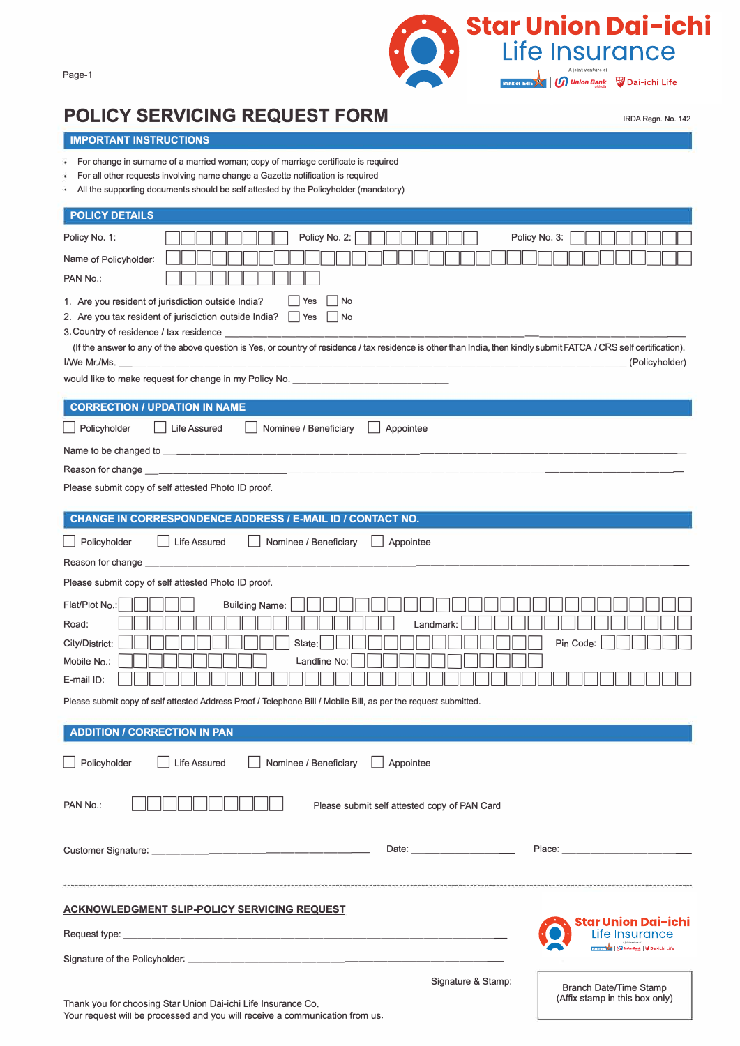Star Union Dai-ichi Life Insurance

A joint venture of Bank of India | Union Bank | Dai-ichi Life

# POLICY SERVICING REQUEST FORM

IRDA Regn. No. 142

## IMPORTANT INSTRUCTIONS

- For change in surname of a married woman; copy of marriage certificate is required
- For all other requests involving name change a Gazette notification is required
- All the supporting documents should be self attested by the Policyholder (mandatory)

## POLICY DETAILS

Policy No. 1: ☐☐☐☐☐☐☐☐ Policy No. 2: ☐☐☐☐☐☐☐☐ Policy No. 3: ☐☐☐☐☐☐☐☐

Name of Policyholder: ☐☐☐☐☐☐☐☐☐☐☐☐☐☐☐☐☐☐☐☐☐☐☐☐☐☐☐☐☐☐☐☐☐

PAN No.: ☐☐☐☐☐☐☐☐☐☐

1. Are you resident of jurisdiction outside India? ☐ Yes ☐ No
2. Are you tax resident of jurisdiction outside India? ☐ Yes ☐ No
3. Country of residence / tax residence ____________________

(If the answer to any of the above question is Yes, or country of residence / tax residence is other than India, then kindly submit FATCA / CRS self certification).

I/We Mr./Ms. ____________________ (Policyholder)

would like to make request for change in my Policy No. ____________________

## CORRECTION / UPDATION IN NAME

☐ Policyholder ☐ Life Assured ☐ Nominee / Beneficiary ☐ Appointee

Name to be changed to ____________________

Reason for change ____________________

Please submit copy of self attested Photo ID proof.

## CHANGE IN CORRESPONDENCE ADDRESS / E-MAIL ID / CONTACT NO.

☐ Policyholder ☐ Life Assured ☐ Nominee / Beneficiary ☐ Appointee

Reason for change ____________________

Please submit copy of self attested Photo ID proof.

Flat/Plot No.: ☐☐☐☐☐ Building Name: ☐☐☐☐☐☐☐☐☐☐☐☐☐☐☐☐☐☐☐☐☐☐☐☐☐

Road: ☐☐☐☐☐☐☐☐☐☐☐☐☐☐☐☐☐☐ Landmark: ☐☐☐☐☐☐☐☐☐☐☐☐☐☐

City/District: ☐☐☐☐☐☐☐☐☐☐ State: ☐☐☐☐☐☐☐☐☐☐☐☐☐☐ Pin Code: ☐☐☐☐☐☐

Mobile No.: ☐☐☐☐☐☐☐☐☐☐ Landline No: ☐☐☐☐☐☐☐☐☐☐☐☐

E-mail ID: ☐☐☐☐☐☐☐☐☐☐☐☐☐☐☐☐☐☐☐☐☐☐☐☐☐☐☐☐☐☐☐☐☐☐☐☐☐

Please submit copy of self attested Address Proof / Telephone Bill / Mobile Bill, as per the request submitted.

## ADDITION / CORRECTION IN PAN

☐ Policyholder ☐ Life Assured ☐ Nominee / Beneficiary ☐ Appointee

PAN No.: ☐☐☐☐☐☐☐☐☐☐ Please submit self attested copy of PAN Card

Customer Signature: ____________________ Date: ____________________ Place: ____________________

---

## ACKNOWLEDGMENT SLIP-POLICY SERVICING REQUEST

Star Union Dai-ichi Life Insurance

Request type: ____________________

Signature of the Policyholder: ____________________

Signature & Stamp:

Branch Date/Time Stamp
(Affix stamp in this box only)

Thank you for choosing Star Union Dai-ichi Life Insurance Co.
Your request will be processed and you will receive a communication from us.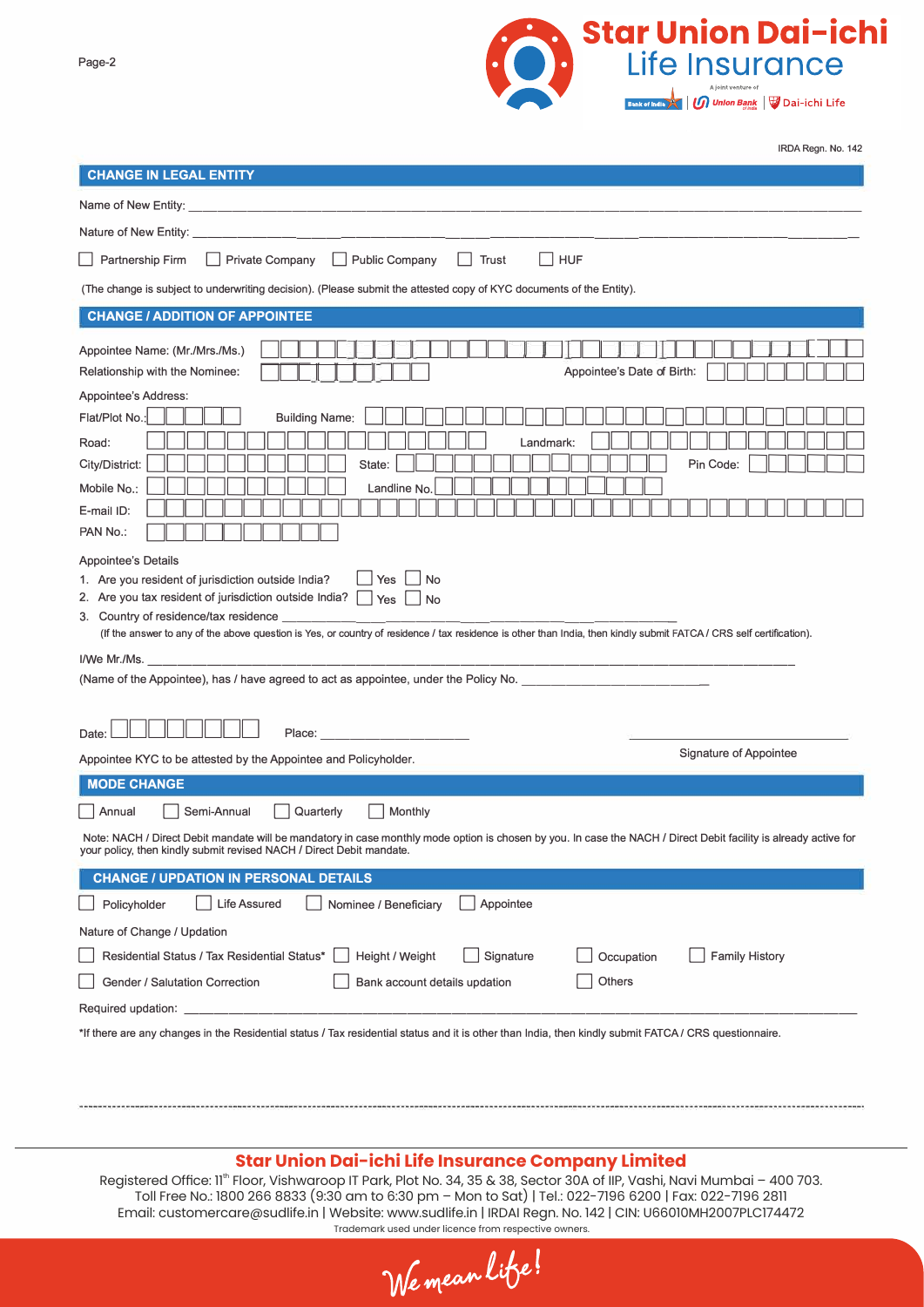IRDA Regn. No. 142

## CHANGE IN LEGAL ENTITY

Name of New Entity: ____________________________________________

Nature of New Entity: ____________________________________________

☐ Partnership Firm ☐ Private Company ☐ Public Company ☐ Trust ☐ HUF

(The change is subject to underwriting decision). (Please submit the attested copy of KYC documents of the Entity).

## CHANGE / ADDITION OF APPOINTEE

Appointee Name: (Mr./Mrs./Ms.) ________________

Relationship with the Nominee: ________ Appointee's Date of Birth: ________

Appointee's Address:

Flat/Plot No.: ________ Building Name: ________________

Road: ________________ Landmark: ________________

City/District: ________ State: ________ Pin Code: ________

Mobile No.: ________ Landline No. ________

E-mail ID: ________________

PAN No.: ________

Appointee's Details

1. Are you resident of jurisdiction outside India? ☐ Yes ☐ No
2. Are you tax resident of jurisdiction outside India? ☐ Yes ☐ No
3. Country of residence/tax residence ________________

(If the answer to any of the above question is Yes, or country of residence / tax residence is other than India, then kindly submit FATCA / CRS self certification).

I/We Mr./Ms. ____________________________________________

(Name of the Appointee), has / have agreed to act as appointee, under the Policy No. ________________

Date: ________ Place: ________________

Signature of Appointee

Appointee KYC to be attested by the Appointee and Policyholder.

## MODE CHANGE

☐ Annual ☐ Semi-Annual ☐ Quarterly ☐ Monthly

Note: NACH / Direct Debit mandate will be mandatory in case monthly mode option is chosen by you. In case the NACH / Direct Debit facility is already active for your policy, then kindly submit revised NACH / Direct Debit mandate.

## CHANGE / UPDATION IN PERSONAL DETAILS

☐ Policyholder ☐ Life Assured ☐ Nominee / Beneficiary ☐ Appointee

Nature of Change / Updation

☐ Residential Status / Tax Residential Status* ☐ Height / Weight ☐ Signature ☐ Occupation ☐ Family History

☐ Gender / Salutation Correction ☐ Bank account details updation ☐ Others

Required updation: ____________________________________________

*If there are any changes in the Residential status / Tax residential status and it is other than India, then kindly submit FATCA / CRS questionnaire.

**Star Union Dai-ichi Life Insurance Company Limited**

Registered Office: 11th Floor, Vishwaroop IT Park, Plot No. 34, 35 & 38, Sector 30A of IIP, Vashi, Navi Mumbai – 400 703. Toll Free No.: 1800 266 8833 (9:30 am to 6:30 pm – Mon to Sat) | Tel.: 022-7196 6200 | Fax: 022-7196 2811
Email: customercare@sudlife.in | Website: www.sudlife.in | IRDAI Regn. No. 142 | CIN: U66010MH2007PLC174472
Trademark used under licence from respective owners.

We mean Life!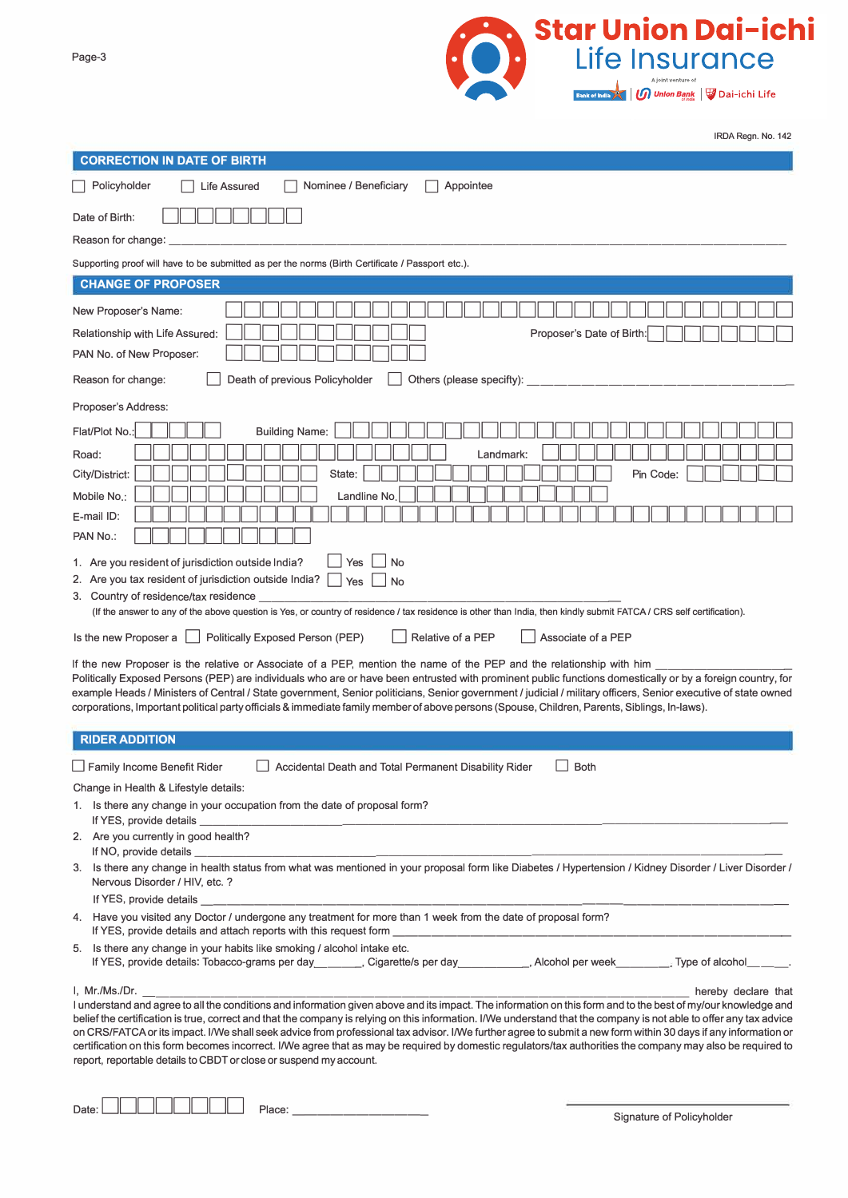Page-3

Star Union Dai-ichi Life Insurance

A joint venture of Bank of India | Union Bank | Dai-ichi Life

IRDA Regn. No. 142

## CORRECTION IN DATE OF BIRTH

☐ Policyholder ☐ Life Assured ☐ Nominee / Beneficiary ☐ Appointee

Date of Birth: ☐☐☐☐☐☐☐☐

Reason for change: ____________________________________________

Supporting proof will have to be submitted as per the norms (Birth Certificate / Passport etc.).

## CHANGE OF PROPOSER

New Proposer's Name:

Relationship with Life Assured: Proposer's Date of Birth:

PAN No. of New Proposer:

Reason for change: ☐ Death of previous Policyholder ☐ Others (please specify): ____________________

Proposer's Address:

Flat/Plot No.: Building Name:

Road: Landmark:

City/District: State: Pin Code:

Mobile No.: Landline No.

E-mail ID:

PAN No.:

1. Are you resident of jurisdiction outside India? ☐ Yes ☐ No
2. Are you tax resident of jurisdiction outside India? ☐ Yes ☐ No
3. Country of residence/tax residence ____________________

(If the answer to any of the above question is Yes, or country of residence / tax residence is other than India, then kindly submit FATCA / CRS self certification).

Is the new Proposer a ☐ Politically Exposed Person (PEP) ☐ Relative of a PEP ☐ Associate of a PEP

If the new Proposer is the relative or Associate of a PEP, mention the name of the PEP and the relationship with him ____________
Politically Exposed Persons (PEP) are individuals who are or have been entrusted with prominent public functions domestically or by a foreign country, for example Heads / Ministers of Central / State government, Senior politicians, Senior government / judicial / military officers, Senior executive of state owned corporations, Important political party officials & immediate family member of above persons (Spouse, Children, Parents, Siblings, In-laws).

## RIDER ADDITION

☐ Family Income Benefit Rider ☐ Accidental Death and Total Permanent Disability Rider ☐ Both

Change in Health & Lifestyle details:

1. Is there any change in your occupation from the date of proposal form?
   If YES, provide details ____________________
2. Are you currently in good health?
   If NO, provide details ____________________
3. Is there any change in health status from what was mentioned in your proposal form like Diabetes / Hypertension / Kidney Disorder / Liver Disorder / Nervous Disorder / HIV, etc. ?
   If YES, provide details ____________________
4. Have you visited any Doctor / undergone any treatment for more than 1 week from the date of proposal form?
   If YES, provide details and attach reports with this request form ____________________
5. Is there any change in your habits like smoking / alcohol intake etc.
   If YES, provide details: Tobacco-grams per day________, Cigarette/s per day____________, Alcohol per week__________, Type of alcohol_____.

I, Mr./Ms./Dr. ____________________ hereby declare that I understand and agree to all the conditions and information given above and its impact. The information on this form and to the best of my/our knowledge and belief the certification is true, correct and that the company is relying on this information. I/We understand that the company is not able to offer any tax advice on CRS/FATCA or its impact. I/We shall seek advice from professional tax advisor. I/We further agree to submit a new form within 30 days if any information or certification on this form becomes incorrect. I/We agree that as may be required by domestic regulators/tax authorities the company may also be required to report, reportable details to CBDT or close or suspend my account.

Date: ☐☐☐☐☐☐☐☐ Place: ____________________

____________________
Signature of Policyholder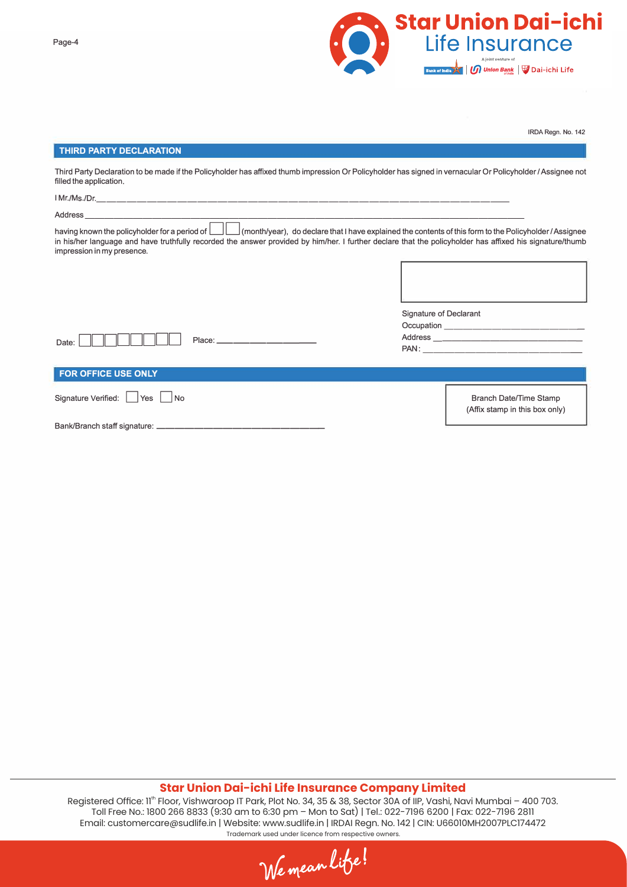IRDA Regn. No. 142

## THIRD PARTY DECLARATION

Third Party Declaration to be made if the Policyholder has affixed thumb impression Or Policyholder has signed in vernacular Or Policyholder / Assignee not filled the application.

I Mr./Ms./Dr.\_\_\_\_\_\_\_\_\_\_\_\_\_\_\_\_\_\_\_\_\_\_\_\_\_\_\_\_\_\_\_\_\_\_\_\_\_\_\_\_\_\_\_\_\_\_\_\_\_\_

Address \_\_\_\_\_\_\_\_\_\_\_\_\_\_\_\_\_\_\_\_\_\_\_\_\_\_\_\_\_\_\_\_\_\_\_\_\_\_\_\_\_\_\_\_\_\_\_\_\_\_

having known the policyholder for a period of ☐☐ (month/year), do declare that I have explained the contents of this form to the Policyholder / Assignee in his/her language and have truthfully recorded the answer provided by him/her. I further declare that the policyholder has affixed his signature/thumb impression in my presence.

Date: ☐☐☐☐☐☐☐☐ Place: \_\_\_\_\_\_\_\_\_\_\_\_\_\_\_\_\_\_\_\_

Signature of Declarant

Occupation \_\_\_\_\_\_\_\_\_\_\_\_\_\_\_\_\_\_\_\_\_\_\_\_\_\_\_\_\_\_

Address \_\_\_\_\_\_\_\_\_\_\_\_\_\_\_\_\_\_\_\_\_\_\_\_\_\_\_\_\_\_

PAN: \_\_\_\_\_\_\_\_\_\_\_\_\_\_\_\_\_\_\_\_\_\_\_\_\_\_\_\_\_\_

## FOR OFFICE USE ONLY

Signature Verified: ☐ Yes ☐ No

Bank/Branch staff signature: \_\_\_\_\_\_\_\_\_\_\_\_\_\_\_\_\_\_\_\_\_\_\_\_\_\_\_\_\_\_

Branch Date/Time Stamp
(Affix stamp in this box only)

**Star Union Dai-ichi Life Insurance Company Limited**

Registered Office: 11th Floor, Vishwaroop IT Park, Plot No. 34, 35 & 38, Sector 30A of IIP, Vashi, Navi Mumbai – 400 703.
Toll Free No.: 1800 266 8833 (9:30 am to 6:30 pm – Mon to Sat) | Tel.: 022-7196 6200 | Fax: 022-7196 2811
Email: customercare@sudlife.in | Website: www.sudlife.in | IRDAI Regn. No. 142 | CIN: U66010MH2007PLC174472
Trademark used under licence from respective owners.

We mean life!